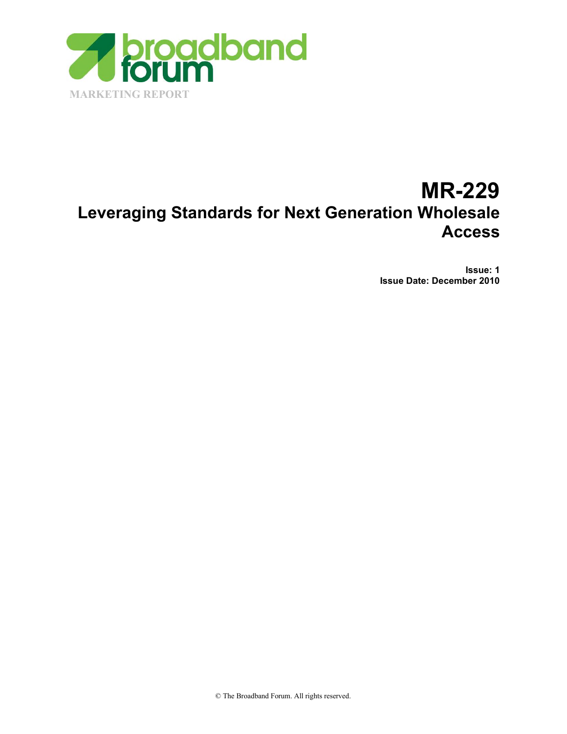MARKETING REPORT

# MR-229
## Leveraging Standards for Next Generation Wholesale Access

**Issue: 1**
**Issue Date: December 2010**

© The Broadband Forum. All rights reserved.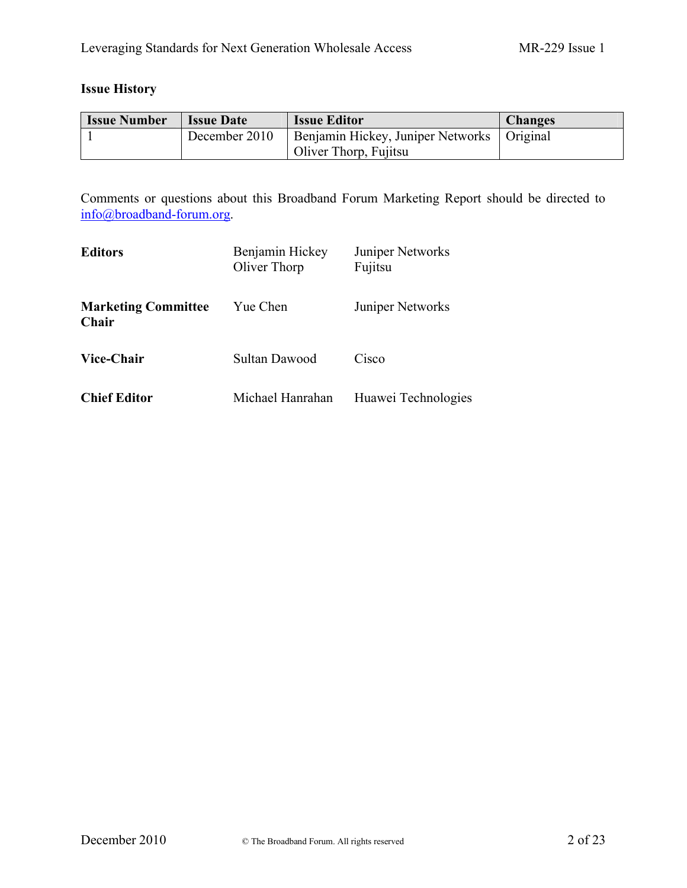## Issue History

| Issue Number | Issue Date | Issue Editor | Changes |
|---|---|---|---|
| 1 | December 2010 | Benjamin Hickey, Juniper Networks<br>Oliver Thorp, Fujitsu | Original |

Comments or questions about this Broadband Forum Marketing Report should be directed to info@broadband-forum.org.

| | | |
|---|---|---|
| **Editors** | Benjamin Hickey<br>Oliver Thorp | Juniper Networks<br>Fujitsu |
| **Marketing Committee Chair** | Yue Chen | Juniper Networks |
| **Vice-Chair** | Sultan Dawood | Cisco |
| **Chief Editor** | Michael Hanrahan | Huawei Technologies |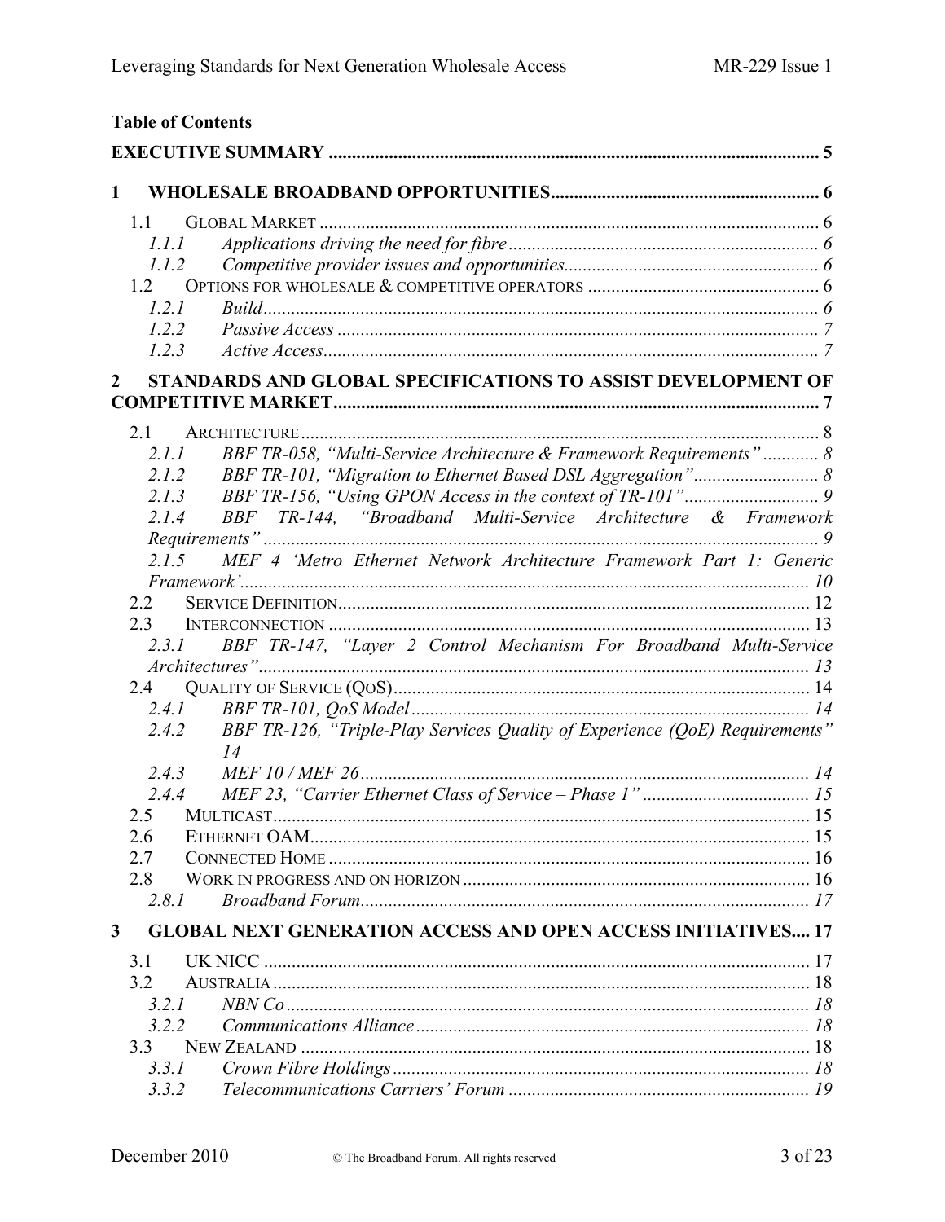**Table of Contents**

**EXECUTIVE SUMMARY** ..... 5

**1 WHOLESALE BROADBAND OPPORTUNITIES** ..... 6

- 1.1 GLOBAL MARKET ..... 6
  - *1.1.1 Applications driving the need for fibre* ..... 6
  - *1.1.2 Competitive provider issues and opportunities* ..... 6
- 1.2 OPTIONS FOR WHOLESALE & COMPETITIVE OPERATORS ..... 6
  - *1.2.1 Build* ..... 6
  - *1.2.2 Passive Access* ..... 7
  - *1.2.3 Active Access* ..... 7

**2 STANDARDS AND GLOBAL SPECIFICATIONS TO ASSIST DEVELOPMENT OF COMPETITIVE MARKET** ..... 7

- 2.1 ARCHITECTURE ..... 8
  - *2.1.1 BBF TR-058, "Multi-Service Architecture & Framework Requirements"* ..... 8
  - *2.1.2 BBF TR-101, "Migration to Ethernet Based DSL Aggregation"* ..... 8
  - *2.1.3 BBF TR-156, "Using GPON Access in the context of TR-101"* ..... 9
  - *2.1.4 BBF TR-144, "Broadband Multi-Service Architecture & Framework Requirements"* ..... 9
  - *2.1.5 MEF 4 'Metro Ethernet Network Architecture Framework Part 1: Generic Framework'* ..... 10
- 2.2 SERVICE DEFINITION ..... 12
- 2.3 INTERCONNECTION ..... 13
  - *2.3.1 BBF TR-147, "Layer 2 Control Mechanism For Broadband Multi-Service Architectures"* ..... 13
- 2.4 QUALITY OF SERVICE (QOS) ..... 14
  - *2.4.1 BBF TR-101, QoS Model* ..... 14
  - *2.4.2 BBF TR-126, "Triple-Play Services Quality of Experience (QoE) Requirements"* 14
  - *2.4.3 MEF 10 / MEF 26* ..... 14
  - *2.4.4 MEF 23, "Carrier Ethernet Class of Service – Phase 1"* ..... 15
- 2.5 MULTICAST ..... 15
- 2.6 ETHERNET OAM ..... 15
- 2.7 CONNECTED HOME ..... 16
- 2.8 WORK IN PROGRESS AND ON HORIZON ..... 16
  - *2.8.1 Broadband Forum* ..... 17

**3 GLOBAL NEXT GENERATION ACCESS AND OPEN ACCESS INITIATIVES** ..... 17

- 3.1 UK NICC ..... 17
- 3.2 AUSTRALIA ..... 18
  - *3.2.1 NBN Co* ..... 18
  - *3.2.2 Communications Alliance* ..... 18
- 3.3 NEW ZEALAND ..... 18
  - *3.3.1 Crown Fibre Holdings* ..... 18
  - *3.3.2 Telecommunications Carriers' Forum* ..... 19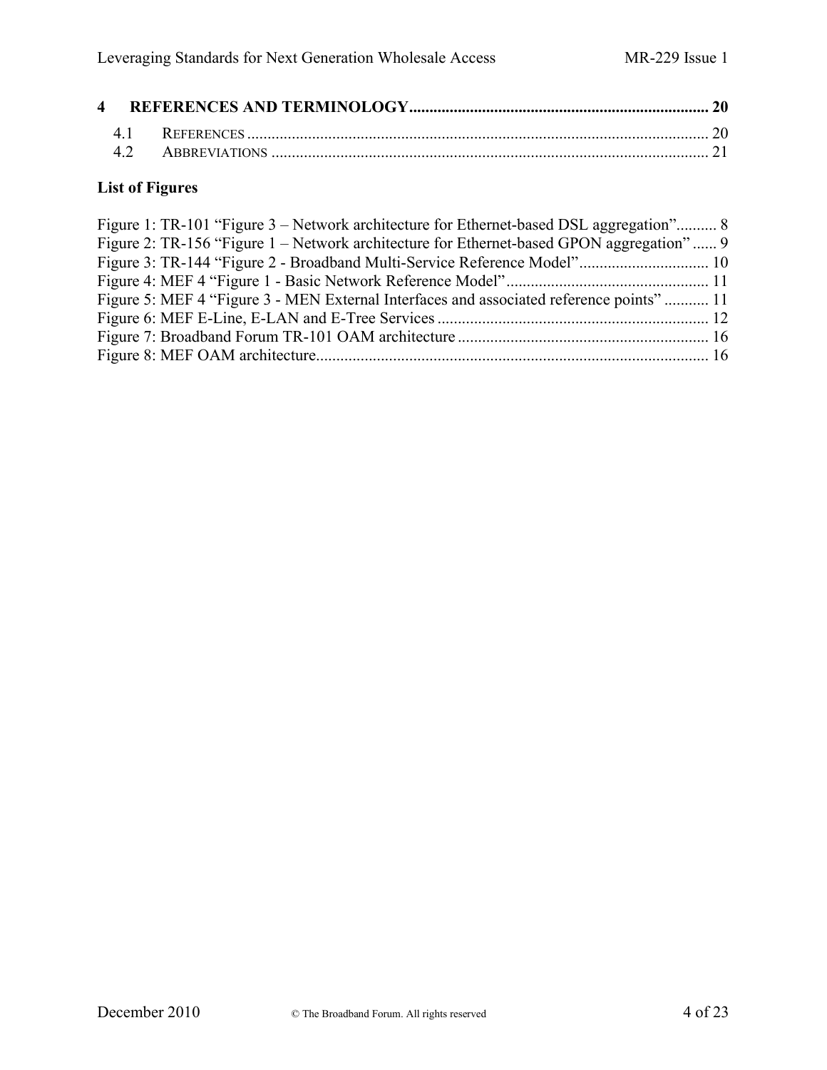**4 REFERENCES AND TERMINOLOGY ........................................................................ 20**

4.1 REFERENCES ................................................................................................................ 20
4.2 ABBREVIATIONS .......................................................................................................... 21

**List of Figures**

Figure 1: TR-101 "Figure 3 – Network architecture for Ethernet-based DSL aggregation".......... 8
Figure 2: TR-156 "Figure 1 – Network architecture for Ethernet-based GPON aggregation" ...... 9
Figure 3: TR-144 "Figure 2 - Broadband Multi-Service Reference Model"................................ 10
Figure 4: MEF 4 "Figure 1 - Basic Network Reference Model"................................................. 11
Figure 5: MEF 4 "Figure 3 - MEN External Interfaces and associated reference points" ........... 11
Figure 6: MEF E-Line, E-LAN and E-Tree Services ................................................................... 12
Figure 7: Broadband Forum TR-101 OAM architecture ............................................................. 16
Figure 8: MEF OAM architecture................................................................................................ 16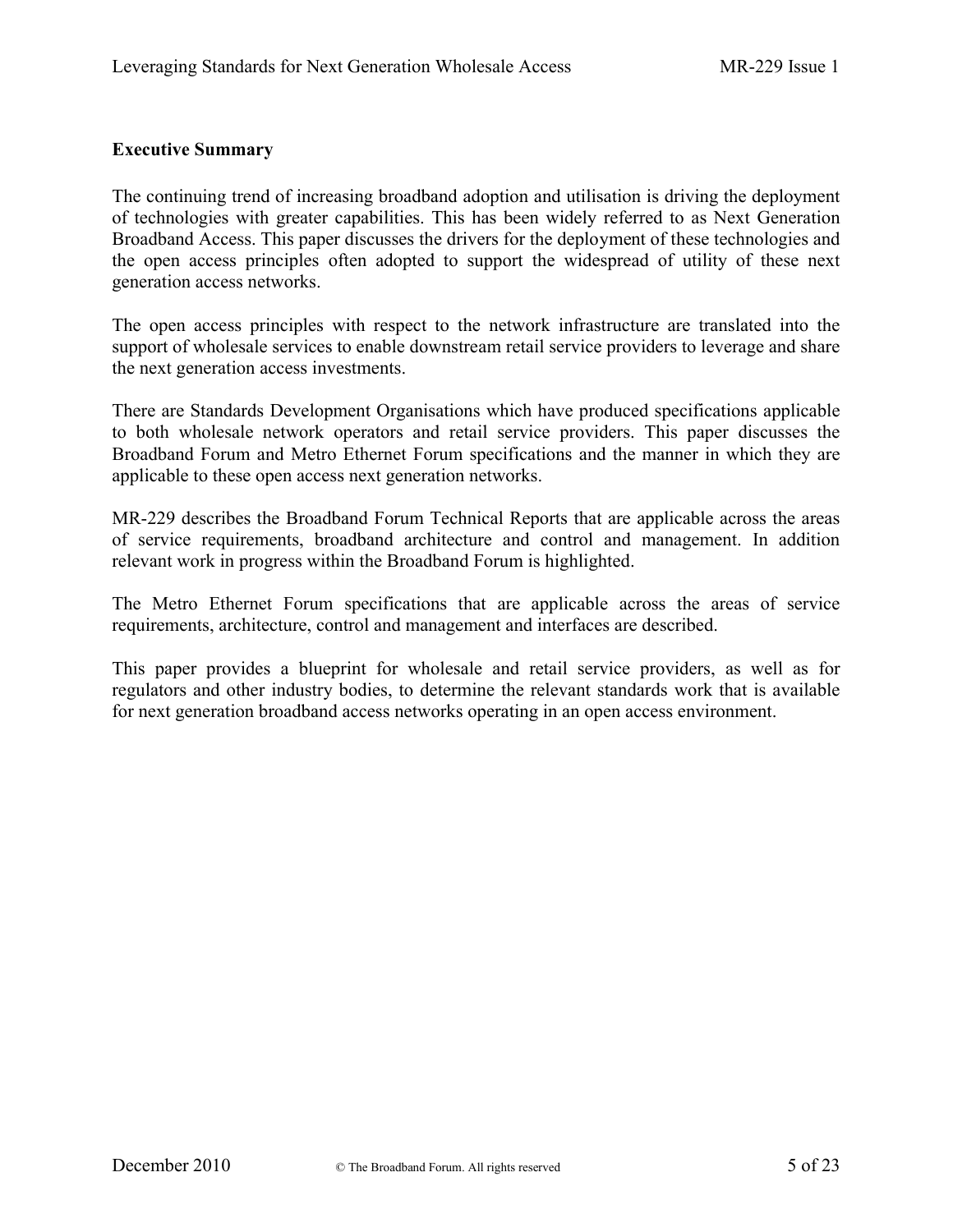## Executive Summary

The continuing trend of increasing broadband adoption and utilisation is driving the deployment of technologies with greater capabilities. This has been widely referred to as Next Generation Broadband Access. This paper discusses the drivers for the deployment of these technologies and the open access principles often adopted to support the widespread of utility of these next generation access networks.

The open access principles with respect to the network infrastructure are translated into the support of wholesale services to enable downstream retail service providers to leverage and share the next generation access investments.

There are Standards Development Organisations which have produced specifications applicable to both wholesale network operators and retail service providers. This paper discusses the Broadband Forum and Metro Ethernet Forum specifications and the manner in which they are applicable to these open access next generation networks.

MR-229 describes the Broadband Forum Technical Reports that are applicable across the areas of service requirements, broadband architecture and control and management. In addition relevant work in progress within the Broadband Forum is highlighted.

The Metro Ethernet Forum specifications that are applicable across the areas of service requirements, architecture, control and management and interfaces are described.

This paper provides a blueprint for wholesale and retail service providers, as well as for regulators and other industry bodies, to determine the relevant standards work that is available for next generation broadband access networks operating in an open access environment.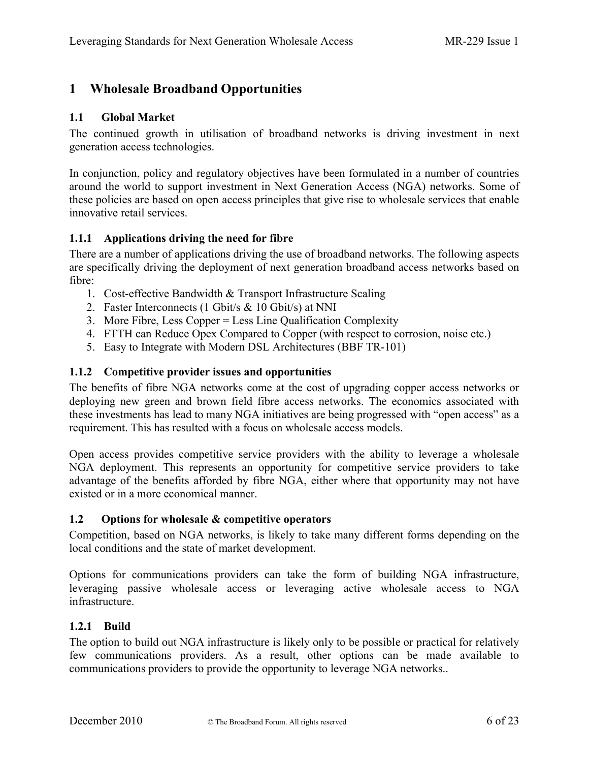# 1 Wholesale Broadband Opportunities

## 1.1 Global Market

The continued growth in utilisation of broadband networks is driving investment in next generation access technologies.

In conjunction, policy and regulatory objectives have been formulated in a number of countries around the world to support investment in Next Generation Access (NGA) networks. Some of these policies are based on open access principles that give rise to wholesale services that enable innovative retail services.

### 1.1.1 Applications driving the need for fibre

There are a number of applications driving the use of broadband networks. The following aspects are specifically driving the deployment of next generation broadband access networks based on fibre:

1. Cost-effective Bandwidth & Transport Infrastructure Scaling
2. Faster Interconnects (1 Gbit/s & 10 Gbit/s) at NNI
3. More Fibre, Less Copper = Less Line Qualification Complexity
4. FTTH can Reduce Opex Compared to Copper (with respect to corrosion, noise etc.)
5. Easy to Integrate with Modern DSL Architectures (BBF TR-101)

### 1.1.2 Competitive provider issues and opportunities

The benefits of fibre NGA networks come at the cost of upgrading copper access networks or deploying new green and brown field fibre access networks. The economics associated with these investments has lead to many NGA initiatives are being progressed with "open access" as a requirement. This has resulted with a focus on wholesale access models.

Open access provides competitive service providers with the ability to leverage a wholesale NGA deployment. This represents an opportunity for competitive service providers to take advantage of the benefits afforded by fibre NGA, either where that opportunity may not have existed or in a more economical manner.

## 1.2 Options for wholesale & competitive operators

Competition, based on NGA networks, is likely to take many different forms depending on the local conditions and the state of market development.

Options for communications providers can take the form of building NGA infrastructure, leveraging passive wholesale access or leveraging active wholesale access to NGA infrastructure.

### 1.2.1 Build

The option to build out NGA infrastructure is likely only to be possible or practical for relatively few communications providers. As a result, other options can be made available to communications providers to provide the opportunity to leverage NGA networks..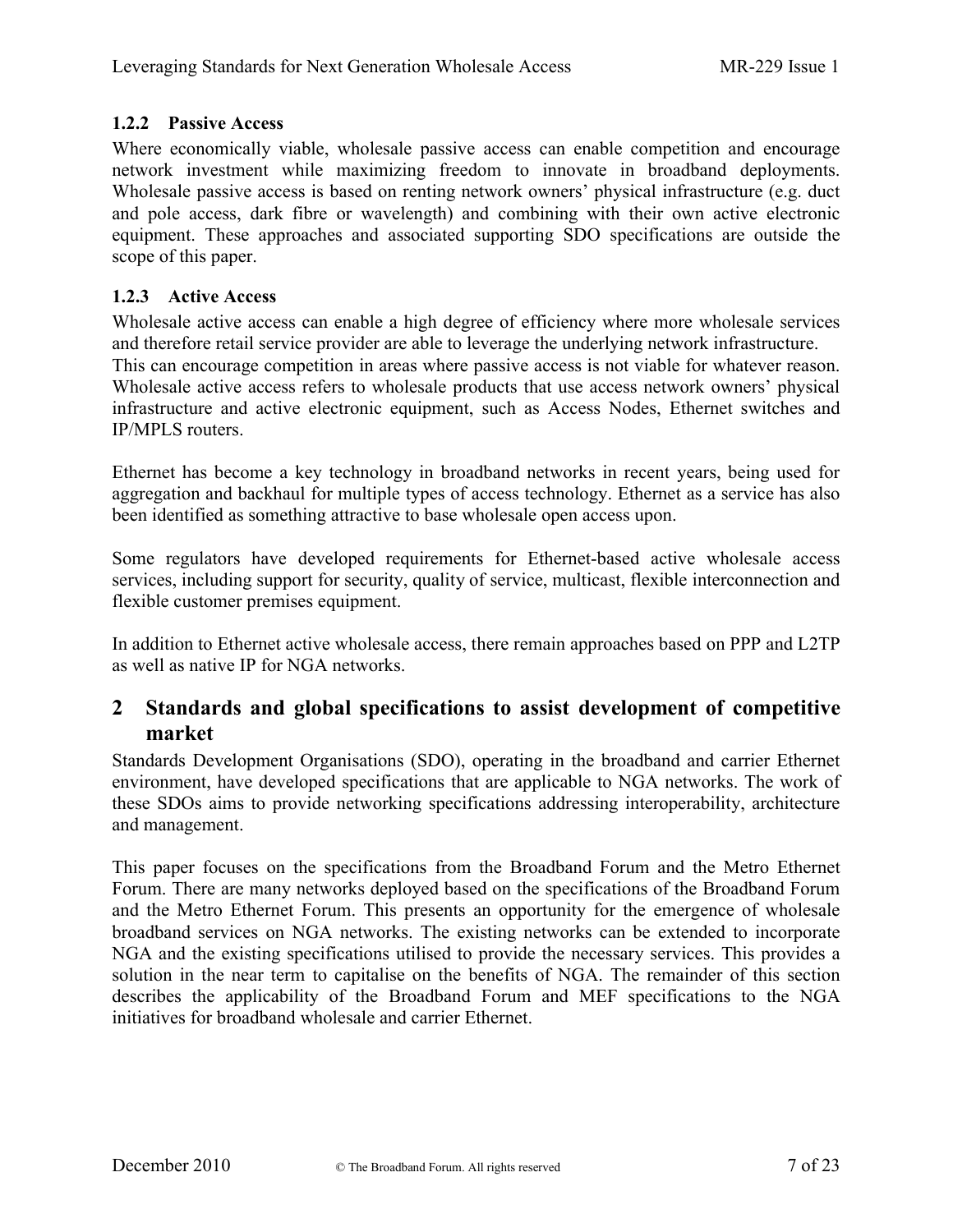### 1.2.2 Passive Access

Where economically viable, wholesale passive access can enable competition and encourage network investment while maximizing freedom to innovate in broadband deployments. Wholesale passive access is based on renting network owners' physical infrastructure (e.g. duct and pole access, dark fibre or wavelength) and combining with their own active electronic equipment. These approaches and associated supporting SDO specifications are outside the scope of this paper.

### 1.2.3 Active Access

Wholesale active access can enable a high degree of efficiency where more wholesale services and therefore retail service provider are able to leverage the underlying network infrastructure. This can encourage competition in areas where passive access is not viable for whatever reason. Wholesale active access refers to wholesale products that use access network owners' physical infrastructure and active electronic equipment, such as Access Nodes, Ethernet switches and IP/MPLS routers.

Ethernet has become a key technology in broadband networks in recent years, being used for aggregation and backhaul for multiple types of access technology. Ethernet as a service has also been identified as something attractive to base wholesale open access upon.

Some regulators have developed requirements for Ethernet-based active wholesale access services, including support for security, quality of service, multicast, flexible interconnection and flexible customer premises equipment.

In addition to Ethernet active wholesale access, there remain approaches based on PPP and L2TP as well as native IP for NGA networks.

# 2 Standards and global specifications to assist development of competitive market

Standards Development Organisations (SDO), operating in the broadband and carrier Ethernet environment, have developed specifications that are applicable to NGA networks. The work of these SDOs aims to provide networking specifications addressing interoperability, architecture and management.

This paper focuses on the specifications from the Broadband Forum and the Metro Ethernet Forum. There are many networks deployed based on the specifications of the Broadband Forum and the Metro Ethernet Forum. This presents an opportunity for the emergence of wholesale broadband services on NGA networks. The existing networks can be extended to incorporate NGA and the existing specifications utilised to provide the necessary services. This provides a solution in the near term to capitalise on the benefits of NGA. The remainder of this section describes the applicability of the Broadband Forum and MEF specifications to the NGA initiatives for broadband wholesale and carrier Ethernet.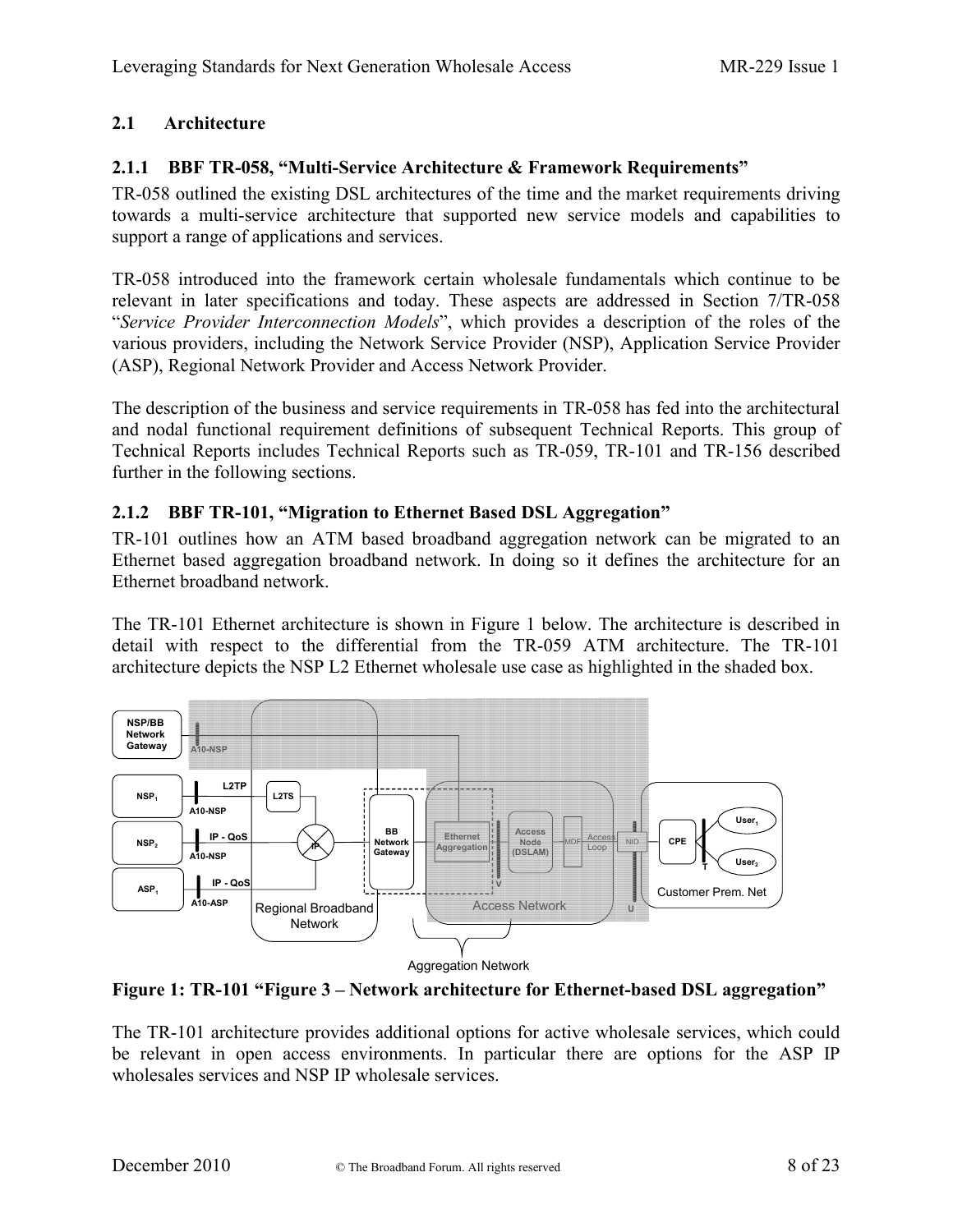## 2.1 Architecture

### 2.1.1 BBF TR-058, "Multi-Service Architecture & Framework Requirements"

TR-058 outlined the existing DSL architectures of the time and the market requirements driving towards a multi-service architecture that supported new service models and capabilities to support a range of applications and services.

TR-058 introduced into the framework certain wholesale fundamentals which continue to be relevant in later specifications and today. These aspects are addressed in Section 7/TR-058 "*Service Provider Interconnection Models*", which provides a description of the roles of the various providers, including the Network Service Provider (NSP), Application Service Provider (ASP), Regional Network Provider and Access Network Provider.

The description of the business and service requirements in TR-058 has fed into the architectural and nodal functional requirement definitions of subsequent Technical Reports. This group of Technical Reports includes Technical Reports such as TR-059, TR-101 and TR-156 described further in the following sections.

### 2.1.2 BBF TR-101, "Migration to Ethernet Based DSL Aggregation"

TR-101 outlines how an ATM based broadband aggregation network can be migrated to an Ethernet based aggregation broadband network. In doing so it defines the architecture for an Ethernet broadband network.

The TR-101 Ethernet architecture is shown in Figure 1 below. The architecture is described in detail with respect to the differential from the TR-059 ATM architecture. The TR-101 architecture depicts the NSP L2 Ethernet wholesale use case as highlighted in the shaded box.

**Figure 1: TR-101 "Figure 3 – Network architecture for Ethernet-based DSL aggregation"**

The TR-101 architecture provides additional options for active wholesale services, which could be relevant in open access environments. In particular there are options for the ASP IP wholesales services and NSP IP wholesale services.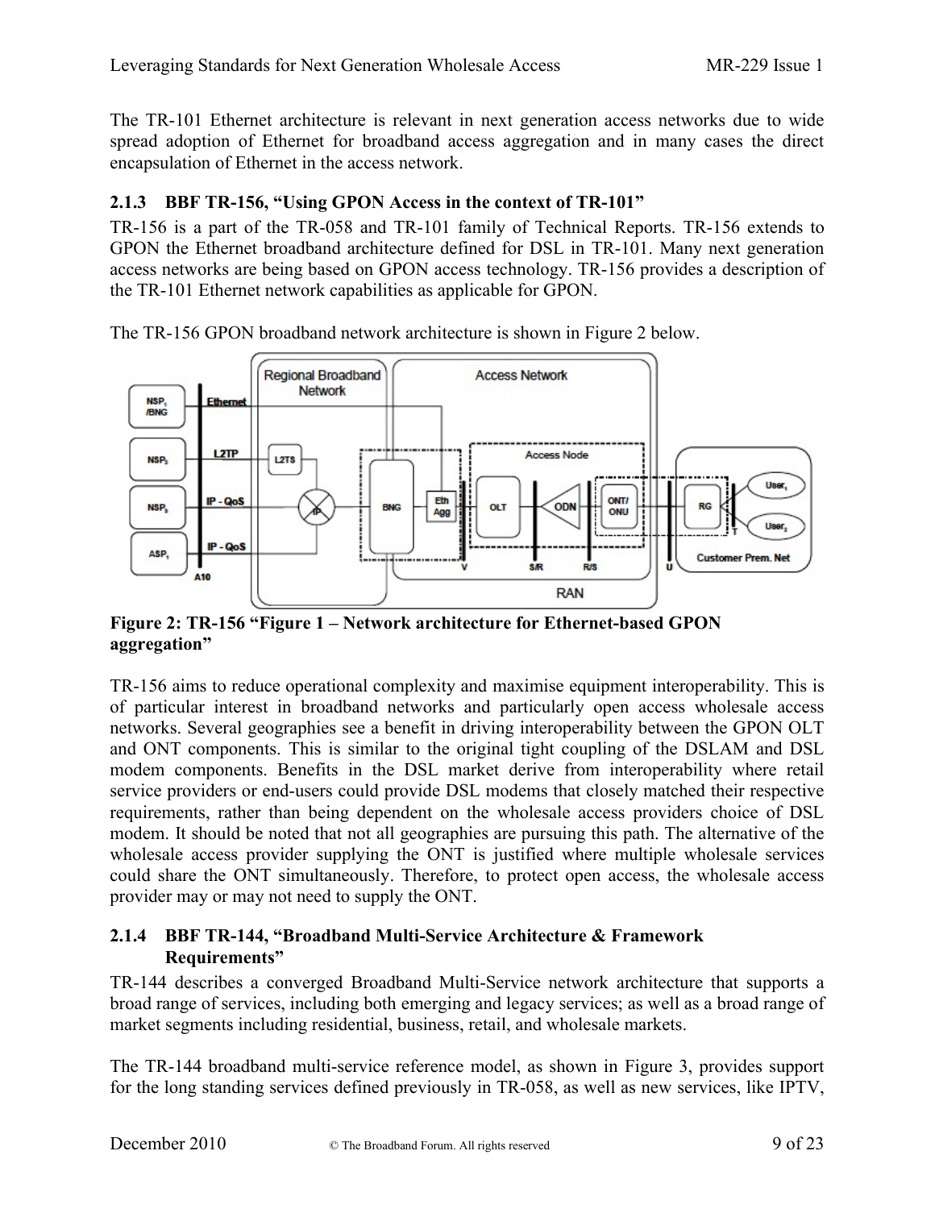The TR-101 Ethernet architecture is relevant in next generation access networks due to wide spread adoption of Ethernet for broadband access aggregation and in many cases the direct encapsulation of Ethernet in the access network.

### 2.1.3 BBF TR-156, "Using GPON Access in the context of TR-101"

TR-156 is a part of the TR-058 and TR-101 family of Technical Reports. TR-156 extends to GPON the Ethernet broadband architecture defined for DSL in TR-101. Many next generation access networks are being based on GPON access technology. TR-156 provides a description of the TR-101 Ethernet network capabilities as applicable for GPON.

The TR-156 GPON broadband network architecture is shown in Figure 2 below.

**Figure 2: TR-156 "Figure 1 – Network architecture for Ethernet-based GPON aggregation"**

TR-156 aims to reduce operational complexity and maximise equipment interoperability. This is of particular interest in broadband networks and particularly open access wholesale access networks. Several geographies see a benefit in driving interoperability between the GPON OLT and ONT components. This is similar to the original tight coupling of the DSLAM and DSL modem components. Benefits in the DSL market derive from interoperability where retail service providers or end-users could provide DSL modems that closely matched their respective requirements, rather than being dependent on the wholesale access providers choice of DSL modem. It should be noted that not all geographies are pursuing this path. The alternative of the wholesale access provider supplying the ONT is justified where multiple wholesale services could share the ONT simultaneously. Therefore, to protect open access, the wholesale access provider may or may not need to supply the ONT.

### 2.1.4 BBF TR-144, "Broadband Multi-Service Architecture & Framework Requirements"

TR-144 describes a converged Broadband Multi-Service network architecture that supports a broad range of services, including both emerging and legacy services; as well as a broad range of market segments including residential, business, retail, and wholesale markets.

The TR-144 broadband multi-service reference model, as shown in Figure 3, provides support for the long standing services defined previously in TR-058, as well as new services, like IPTV,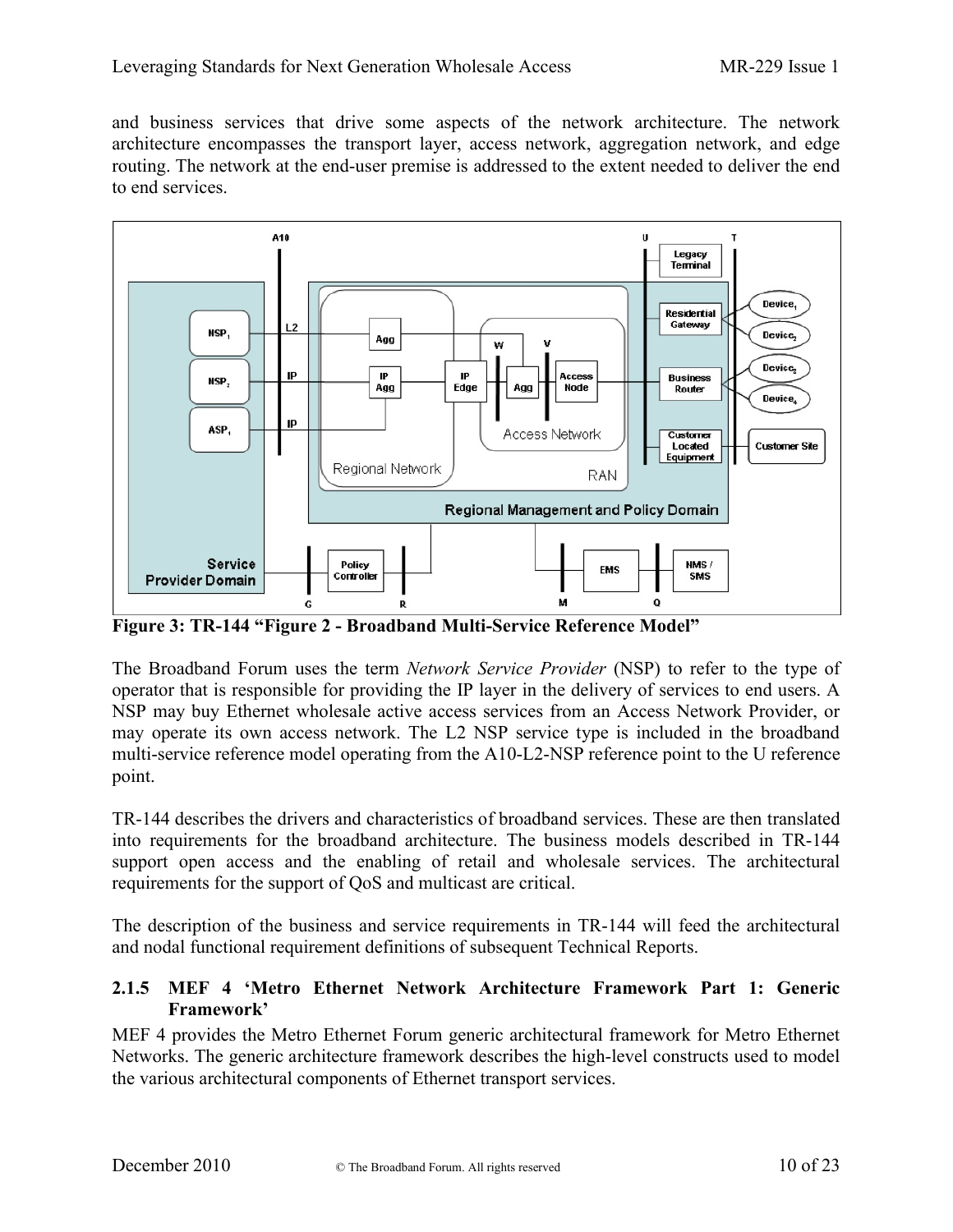and business services that drive some aspects of the network architecture. The network architecture encompasses the transport layer, access network, aggregation network, and edge routing. The network at the end-user premise is addressed to the extent needed to deliver the end to end services.

**Figure 3: TR-144 "Figure 2 - Broadband Multi-Service Reference Model"**

The Broadband Forum uses the term *Network Service Provider* (NSP) to refer to the type of operator that is responsible for providing the IP layer in the delivery of services to end users. A NSP may buy Ethernet wholesale active access services from an Access Network Provider, or may operate its own access network. The L2 NSP service type is included in the broadband multi-service reference model operating from the A10-L2-NSP reference point to the U reference point.

TR-144 describes the drivers and characteristics of broadband services. These are then translated into requirements for the broadband architecture. The business models described in TR-144 support open access and the enabling of retail and wholesale services. The architectural requirements for the support of QoS and multicast are critical.

The description of the business and service requirements in TR-144 will feed the architectural and nodal functional requirement definitions of subsequent Technical Reports.

### 2.1.5 MEF 4 'Metro Ethernet Network Architecture Framework Part 1: Generic Framework'

MEF 4 provides the Metro Ethernet Forum generic architectural framework for Metro Ethernet Networks. The generic architecture framework describes the high-level constructs used to model the various architectural components of Ethernet transport services.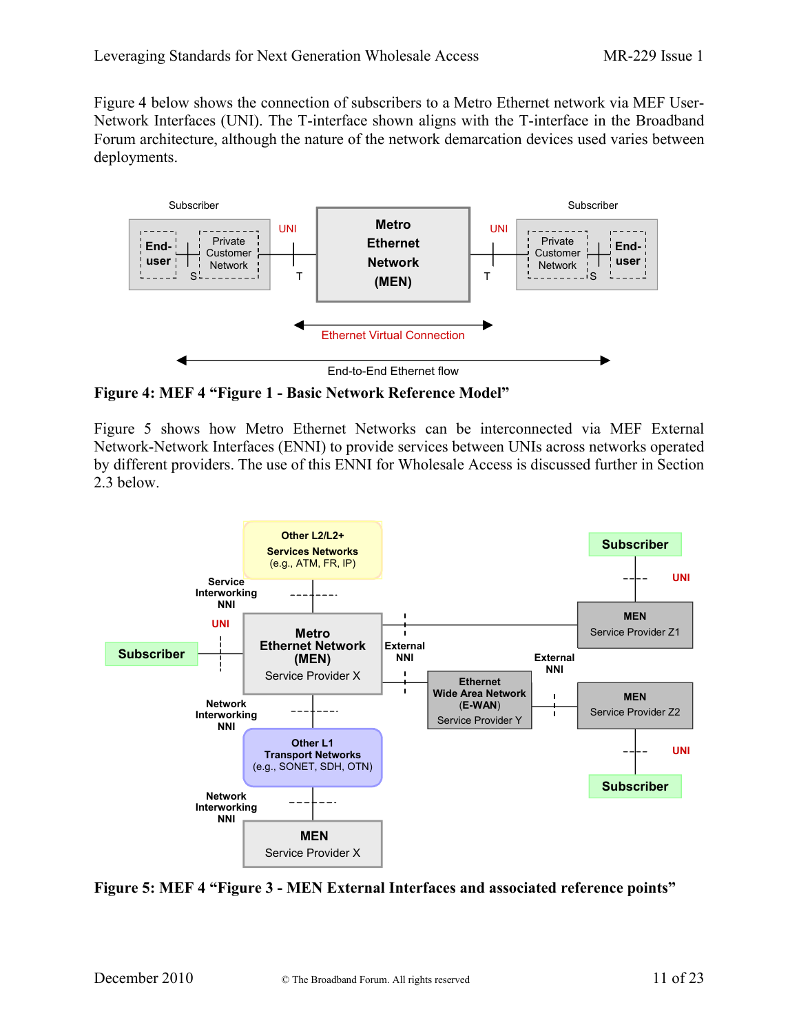Figure 4 below shows the connection of subscribers to a Metro Ethernet network via MEF User-Network Interfaces (UNI). The T-interface shown aligns with the T-interface in the Broadband Forum architecture, although the nature of the network demarcation devices used varies between deployments.

**Figure 4: MEF 4 "Figure 1 - Basic Network Reference Model"**

Figure 5 shows how Metro Ethernet Networks can be interconnected via MEF External Network-Network Interfaces (ENNI) to provide services between UNIs across networks operated by different providers. The use of this ENNI for Wholesale Access is discussed further in Section 2.3 below.

**Figure 5: MEF 4 "Figure 3 - MEN External Interfaces and associated reference points"**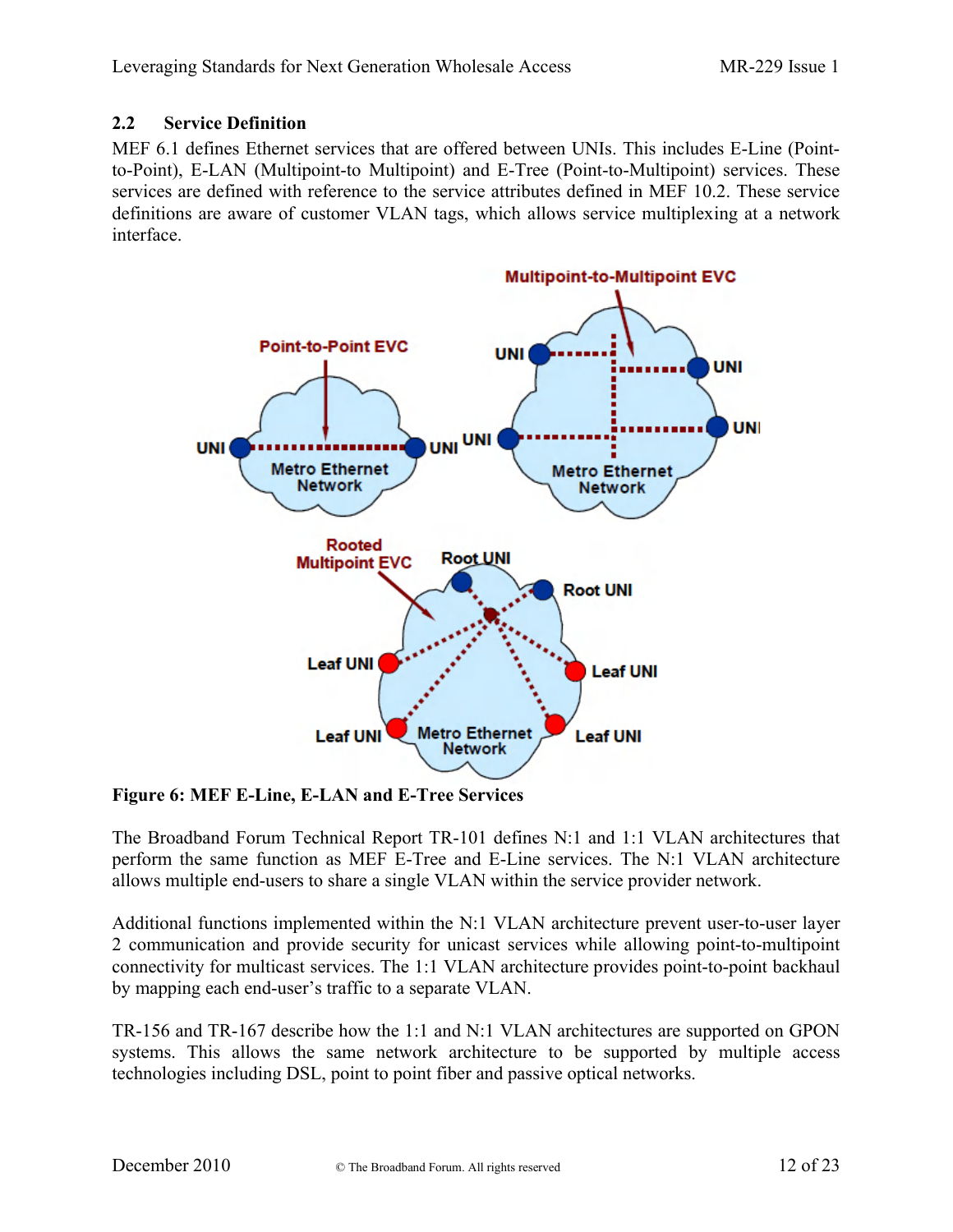## 2.2 Service Definition

MEF 6.1 defines Ethernet services that are offered between UNIs. This includes E-Line (Point-to-Point), E-LAN (Multipoint-to Multipoint) and E-Tree (Point-to-Multipoint) services. These services are defined with reference to the service attributes defined in MEF 10.2. These service definitions are aware of customer VLAN tags, which allows service multiplexing at a network interface.

**Figure 6: MEF E-Line, E-LAN and E-Tree Services**

The Broadband Forum Technical Report TR-101 defines N:1 and 1:1 VLAN architectures that perform the same function as MEF E-Tree and E-Line services. The N:1 VLAN architecture allows multiple end-users to share a single VLAN within the service provider network.

Additional functions implemented within the N:1 VLAN architecture prevent user-to-user layer 2 communication and provide security for unicast services while allowing point-to-multipoint connectivity for multicast services. The 1:1 VLAN architecture provides point-to-point backhaul by mapping each end-user's traffic to a separate VLAN.

TR-156 and TR-167 describe how the 1:1 and N:1 VLAN architectures are supported on GPON systems. This allows the same network architecture to be supported by multiple access technologies including DSL, point to point fiber and passive optical networks.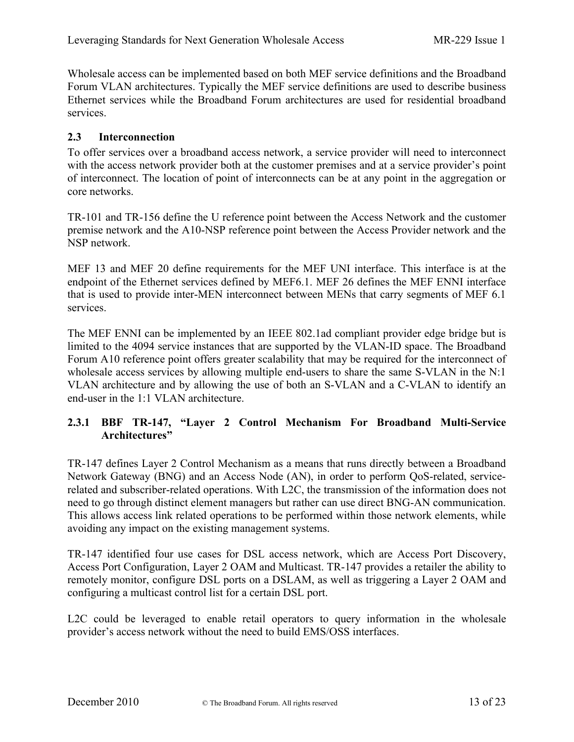Wholesale access can be implemented based on both MEF service definitions and the Broadband Forum VLAN architectures. Typically the MEF service definitions are used to describe business Ethernet services while the Broadband Forum architectures are used for residential broadband services.

## 2.3 Interconnection

To offer services over a broadband access network, a service provider will need to interconnect with the access network provider both at the customer premises and at a service provider's point of interconnect. The location of point of interconnects can be at any point in the aggregation or core networks.

TR-101 and TR-156 define the U reference point between the Access Network and the customer premise network and the A10-NSP reference point between the Access Provider network and the NSP network.

MEF 13 and MEF 20 define requirements for the MEF UNI interface. This interface is at the endpoint of the Ethernet services defined by MEF6.1. MEF 26 defines the MEF ENNI interface that is used to provide inter-MEN interconnect between MENs that carry segments of MEF 6.1 services.

The MEF ENNI can be implemented by an IEEE 802.1ad compliant provider edge bridge but is limited to the 4094 service instances that are supported by the VLAN-ID space. The Broadband Forum A10 reference point offers greater scalability that may be required for the interconnect of wholesale access services by allowing multiple end-users to share the same S-VLAN in the N:1 VLAN architecture and by allowing the use of both an S-VLAN and a C-VLAN to identify an end-user in the 1:1 VLAN architecture.

### 2.3.1 BBF TR-147, "Layer 2 Control Mechanism For Broadband Multi-Service Architectures"

TR-147 defines Layer 2 Control Mechanism as a means that runs directly between a Broadband Network Gateway (BNG) and an Access Node (AN), in order to perform QoS-related, service-related and subscriber-related operations. With L2C, the transmission of the information does not need to go through distinct element managers but rather can use direct BNG-AN communication. This allows access link related operations to be performed within those network elements, while avoiding any impact on the existing management systems.

TR-147 identified four use cases for DSL access network, which are Access Port Discovery, Access Port Configuration, Layer 2 OAM and Multicast. TR-147 provides a retailer the ability to remotely monitor, configure DSL ports on a DSLAM, as well as triggering a Layer 2 OAM and configuring a multicast control list for a certain DSL port.

L2C could be leveraged to enable retail operators to query information in the wholesale provider's access network without the need to build EMS/OSS interfaces.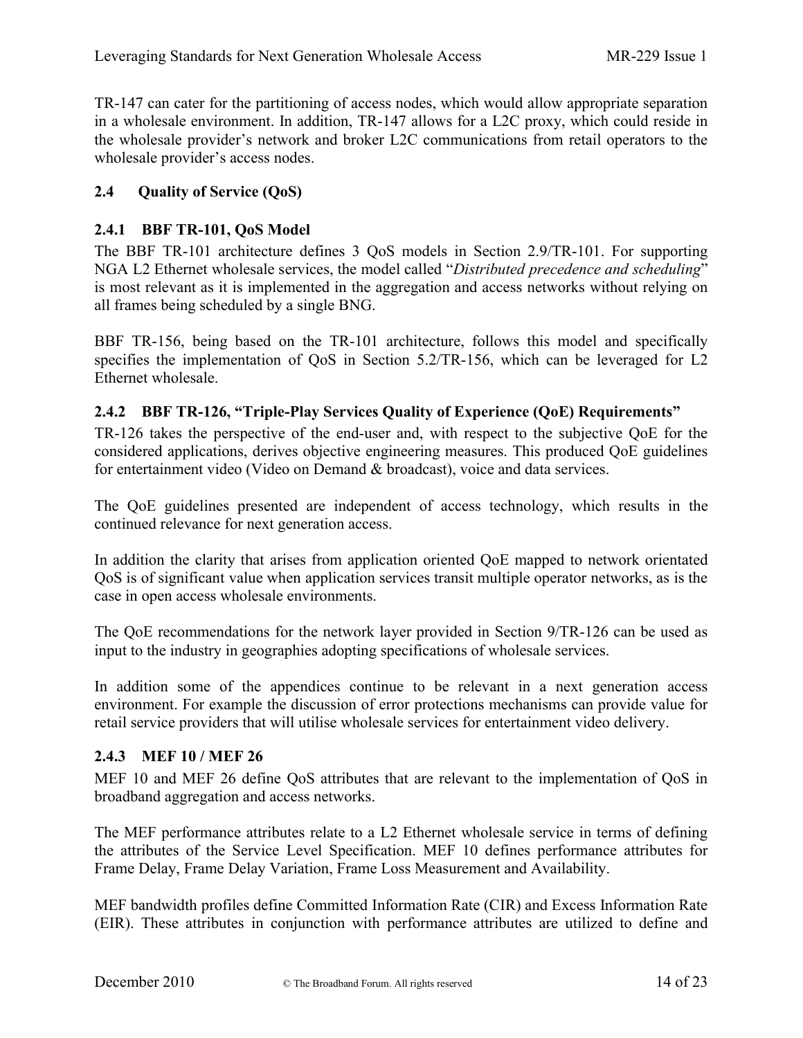TR-147 can cater for the partitioning of access nodes, which would allow appropriate separation in a wholesale environment. In addition, TR-147 allows for a L2C proxy, which could reside in the wholesale provider's network and broker L2C communications from retail operators to the wholesale provider's access nodes.

## 2.4 Quality of Service (QoS)

### 2.4.1 BBF TR-101, QoS Model

The BBF TR-101 architecture defines 3 QoS models in Section 2.9/TR-101. For supporting NGA L2 Ethernet wholesale services, the model called "*Distributed precedence and scheduling*" is most relevant as it is implemented in the aggregation and access networks without relying on all frames being scheduled by a single BNG.

BBF TR-156, being based on the TR-101 architecture, follows this model and specifically specifies the implementation of QoS in Section 5.2/TR-156, which can be leveraged for L2 Ethernet wholesale.

### 2.4.2 BBF TR-126, "Triple-Play Services Quality of Experience (QoE) Requirements"

TR-126 takes the perspective of the end-user and, with respect to the subjective QoE for the considered applications, derives objective engineering measures. This produced QoE guidelines for entertainment video (Video on Demand & broadcast), voice and data services.

The QoE guidelines presented are independent of access technology, which results in the continued relevance for next generation access.

In addition the clarity that arises from application oriented QoE mapped to network orientated QoS is of significant value when application services transit multiple operator networks, as is the case in open access wholesale environments.

The QoE recommendations for the network layer provided in Section 9/TR-126 can be used as input to the industry in geographies adopting specifications of wholesale services.

In addition some of the appendices continue to be relevant in a next generation access environment. For example the discussion of error protections mechanisms can provide value for retail service providers that will utilise wholesale services for entertainment video delivery.

### 2.4.3 MEF 10 / MEF 26

MEF 10 and MEF 26 define QoS attributes that are relevant to the implementation of QoS in broadband aggregation and access networks.

The MEF performance attributes relate to a L2 Ethernet wholesale service in terms of defining the attributes of the Service Level Specification. MEF 10 defines performance attributes for Frame Delay, Frame Delay Variation, Frame Loss Measurement and Availability.

MEF bandwidth profiles define Committed Information Rate (CIR) and Excess Information Rate (EIR). These attributes in conjunction with performance attributes are utilized to define and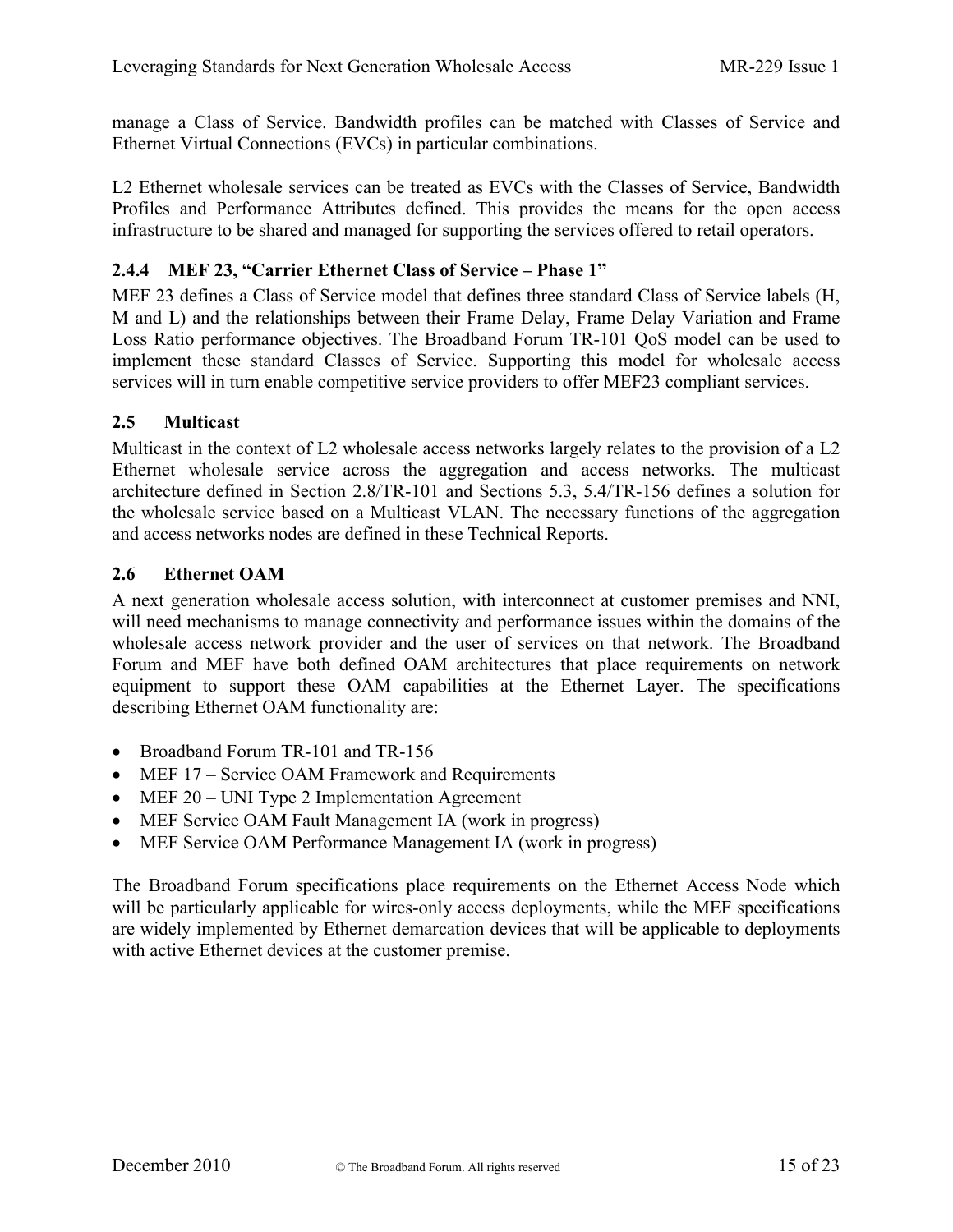manage a Class of Service. Bandwidth profiles can be matched with Classes of Service and Ethernet Virtual Connections (EVCs) in particular combinations.

L2 Ethernet wholesale services can be treated as EVCs with the Classes of Service, Bandwidth Profiles and Performance Attributes defined. This provides the means for the open access infrastructure to be shared and managed for supporting the services offered to retail operators.

#### 2.4.4 MEF 23, "Carrier Ethernet Class of Service – Phase 1"

MEF 23 defines a Class of Service model that defines three standard Class of Service labels (H, M and L) and the relationships between their Frame Delay, Frame Delay Variation and Frame Loss Ratio performance objectives. The Broadband Forum TR-101 QoS model can be used to implement these standard Classes of Service. Supporting this model for wholesale access services will in turn enable competitive service providers to offer MEF23 compliant services.

### 2.5 Multicast

Multicast in the context of L2 wholesale access networks largely relates to the provision of a L2 Ethernet wholesale service across the aggregation and access networks. The multicast architecture defined in Section 2.8/TR-101 and Sections 5.3, 5.4/TR-156 defines a solution for the wholesale service based on a Multicast VLAN. The necessary functions of the aggregation and access networks nodes are defined in these Technical Reports.

### 2.6 Ethernet OAM

A next generation wholesale access solution, with interconnect at customer premises and NNI, will need mechanisms to manage connectivity and performance issues within the domains of the wholesale access network provider and the user of services on that network. The Broadband Forum and MEF have both defined OAM architectures that place requirements on network equipment to support these OAM capabilities at the Ethernet Layer. The specifications describing Ethernet OAM functionality are:

- Broadband Forum TR-101 and TR-156
- MEF 17 – Service OAM Framework and Requirements
- MEF 20 – UNI Type 2 Implementation Agreement
- MEF Service OAM Fault Management IA (work in progress)
- MEF Service OAM Performance Management IA (work in progress)

The Broadband Forum specifications place requirements on the Ethernet Access Node which will be particularly applicable for wires-only access deployments, while the MEF specifications are widely implemented by Ethernet demarcation devices that will be applicable to deployments with active Ethernet devices at the customer premise.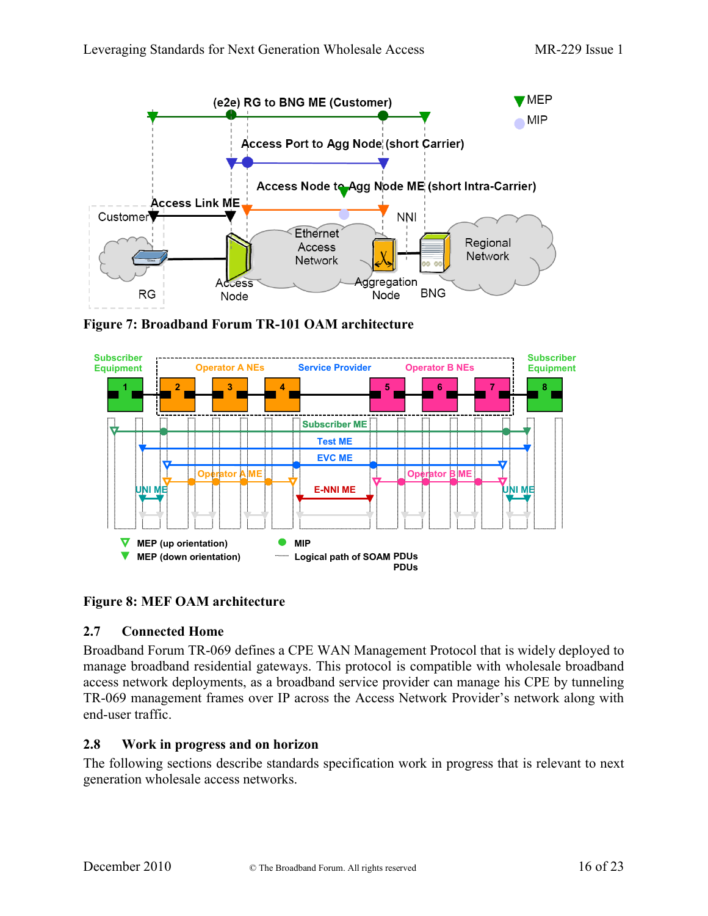Figure 7: Broadband Forum TR-101 OAM architecture

Figure 8: MEF OAM architecture

## 2.7 Connected Home

Broadband Forum TR-069 defines a CPE WAN Management Protocol that is widely deployed to manage broadband residential gateways. This protocol is compatible with wholesale broadband access network deployments, as a broadband service provider can manage his CPE by tunneling TR-069 management frames over IP across the Access Network Provider's network along with end-user traffic.

## 2.8 Work in progress and on horizon

The following sections describe standards specification work in progress that is relevant to next generation wholesale access networks.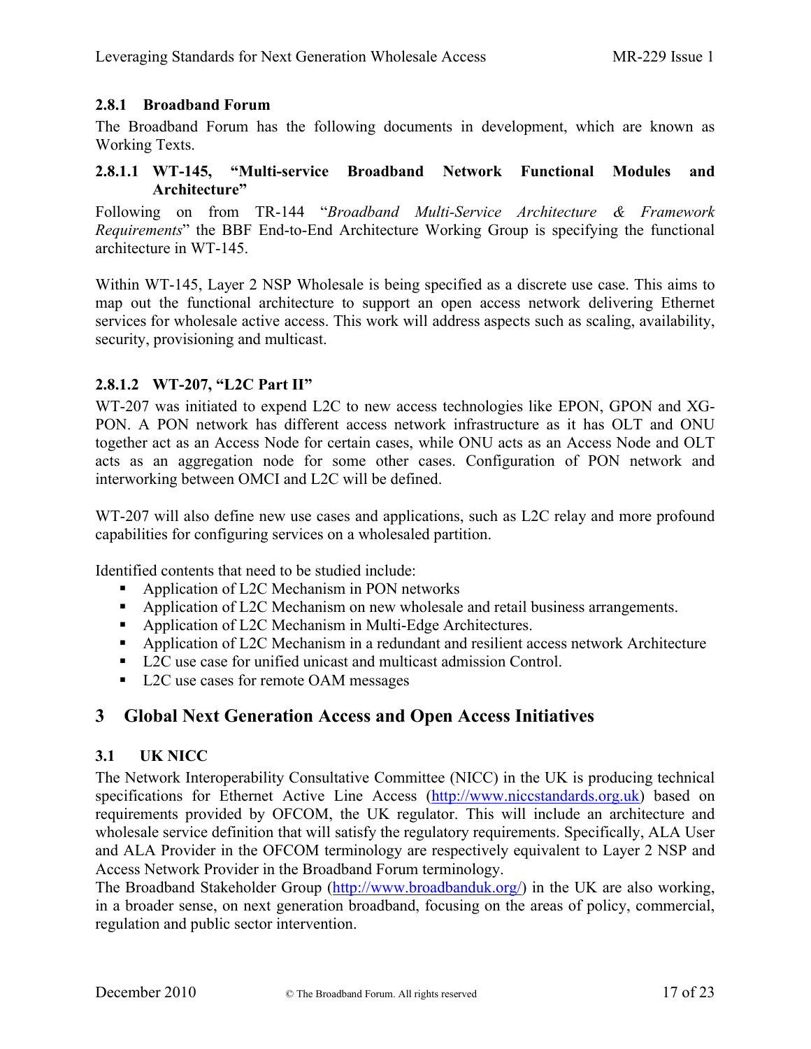### 2.8.1 Broadband Forum

The Broadband Forum has the following documents in development, which are known as Working Texts.

#### 2.8.1.1 WT-145, "Multi-service Broadband Network Functional Modules and Architecture"

Following on from TR-144 "*Broadband Multi-Service Architecture & Framework Requirements*" the BBF End-to-End Architecture Working Group is specifying the functional architecture in WT-145.

Within WT-145, Layer 2 NSP Wholesale is being specified as a discrete use case. This aims to map out the functional architecture to support an open access network delivering Ethernet services for wholesale active access. This work will address aspects such as scaling, availability, security, provisioning and multicast.

#### 2.8.1.2 WT-207, "L2C Part II"

WT-207 was initiated to expend L2C to new access technologies like EPON, GPON and XG-PON. A PON network has different access network infrastructure as it has OLT and ONU together act as an Access Node for certain cases, while ONU acts as an Access Node and OLT acts as an aggregation node for some other cases. Configuration of PON network and interworking between OMCI and L2C will be defined.

WT-207 will also define new use cases and applications, such as L2C relay and more profound capabilities for configuring services on a wholesaled partition.

Identified contents that need to be studied include:

- Application of L2C Mechanism in PON networks
- Application of L2C Mechanism on new wholesale and retail business arrangements.
- Application of L2C Mechanism in Multi-Edge Architectures.
- Application of L2C Mechanism in a redundant and resilient access network Architecture
- L2C use case for unified unicast and multicast admission Control.
- L2C use cases for remote OAM messages

# 3 Global Next Generation Access and Open Access Initiatives

## 3.1 UK NICC

The Network Interoperability Consultative Committee (NICC) in the UK is producing technical specifications for Ethernet Active Line Access (http://www.niccstandards.org.uk) based on requirements provided by OFCOM, the UK regulator. This will include an architecture and wholesale service definition that will satisfy the regulatory requirements. Specifically, ALA User and ALA Provider in the OFCOM terminology are respectively equivalent to Layer 2 NSP and Access Network Provider in the Broadband Forum terminology.

The Broadband Stakeholder Group (http://www.broadbanduk.org/) in the UK are also working, in a broader sense, on next generation broadband, focusing on the areas of policy, commercial, regulation and public sector intervention.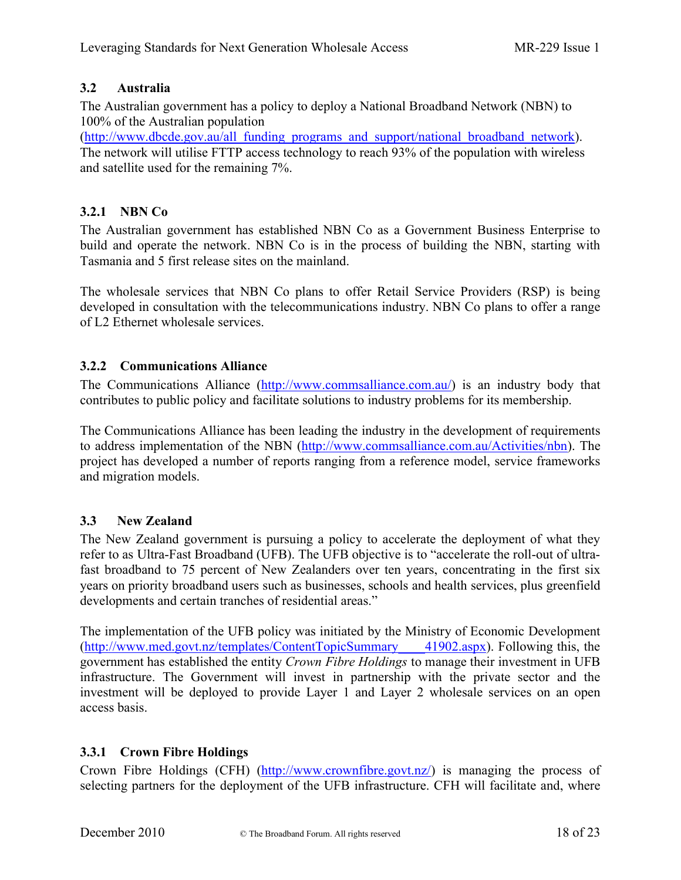### 3.2 Australia

The Australian government has a policy to deploy a National Broadband Network (NBN) to 100% of the Australian population (http://www.dbcde.gov.au/all_funding_programs_and_support/national_broadband_network). The network will utilise FTTP access technology to reach 93% of the population with wireless and satellite used for the remaining 7%.

#### 3.2.1 NBN Co

The Australian government has established NBN Co as a Government Business Enterprise to build and operate the network. NBN Co is in the process of building the NBN, starting with Tasmania and 5 first release sites on the mainland.

The wholesale services that NBN Co plans to offer Retail Service Providers (RSP) is being developed in consultation with the telecommunications industry. NBN Co plans to offer a range of L2 Ethernet wholesale services.

#### 3.2.2 Communications Alliance

The Communications Alliance (http://www.commsalliance.com.au/) is an industry body that contributes to public policy and facilitate solutions to industry problems for its membership.

The Communications Alliance has been leading the industry in the development of requirements to address implementation of the NBN (http://www.commsalliance.com.au/Activities/nbn). The project has developed a number of reports ranging from a reference model, service frameworks and migration models.

### 3.3 New Zealand

The New Zealand government is pursuing a policy to accelerate the deployment of what they refer to as Ultra-Fast Broadband (UFB). The UFB objective is to "accelerate the roll-out of ultra-fast broadband to 75 percent of New Zealanders over ten years, concentrating in the first six years on priority broadband users such as businesses, schools and health services, plus greenfield developments and certain tranches of residential areas."

The implementation of the UFB policy was initiated by the Ministry of Economic Development (http://www.med.govt.nz/templates/ContentTopicSummary____41902.aspx). Following this, the government has established the entity *Crown Fibre Holdings* to manage their investment in UFB infrastructure. The Government will invest in partnership with the private sector and the investment will be deployed to provide Layer 1 and Layer 2 wholesale services on an open access basis.

#### 3.3.1 Crown Fibre Holdings

Crown Fibre Holdings (CFH) (http://www.crownfibre.govt.nz/) is managing the process of selecting partners for the deployment of the UFB infrastructure. CFH will facilitate and, where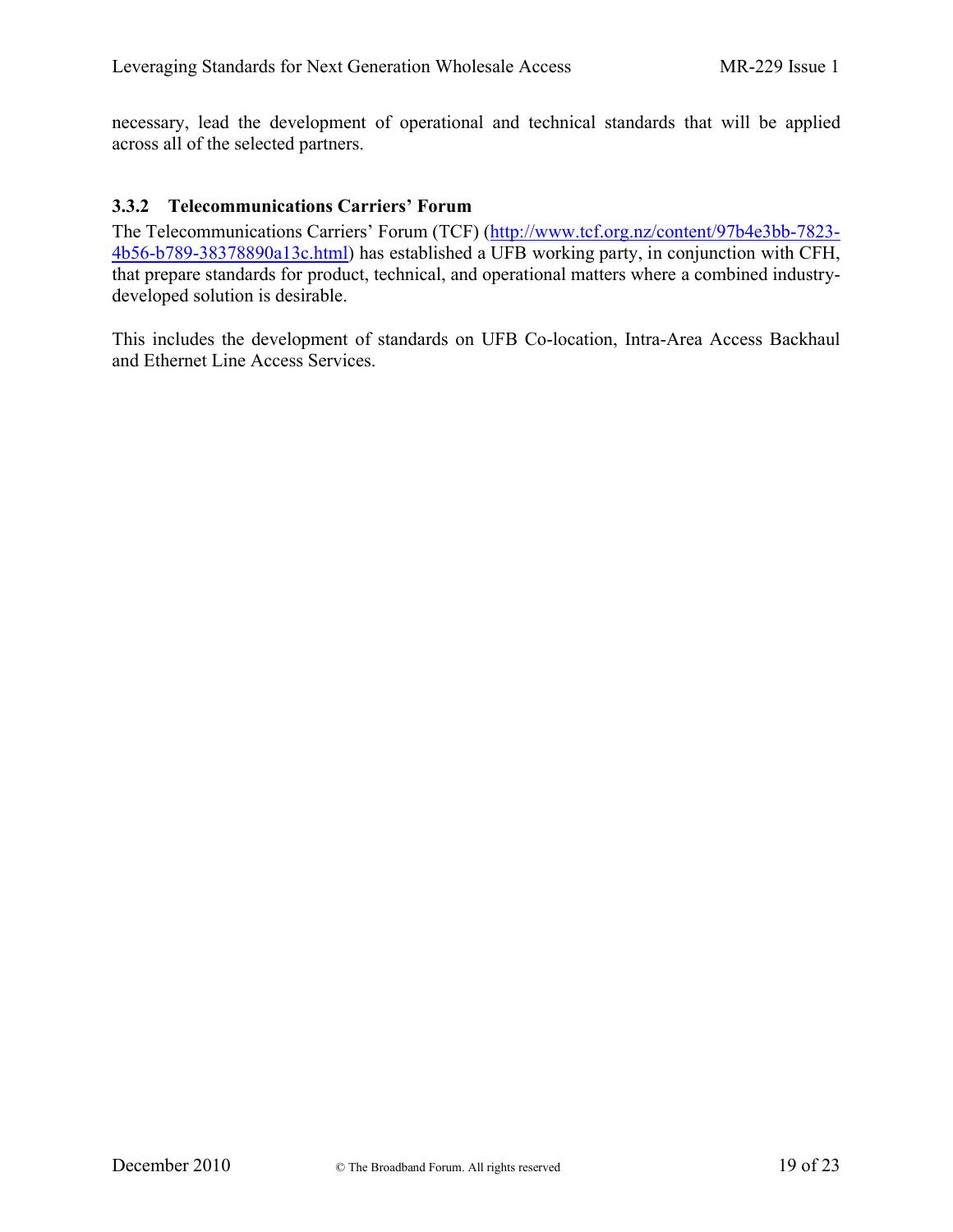necessary, lead the development of operational and technical standards that will be applied across all of the selected partners.

### 3.3.2 Telecommunications Carriers' Forum

The Telecommunications Carriers' Forum (TCF) (http://www.tcf.org.nz/content/97b4e3bb-7823-4b56-b789-38378890a13c.html) has established a UFB working party, in conjunction with CFH, that prepare standards for product, technical, and operational matters where a combined industry-developed solution is desirable.

This includes the development of standards on UFB Co-location, Intra-Area Access Backhaul and Ethernet Line Access Services.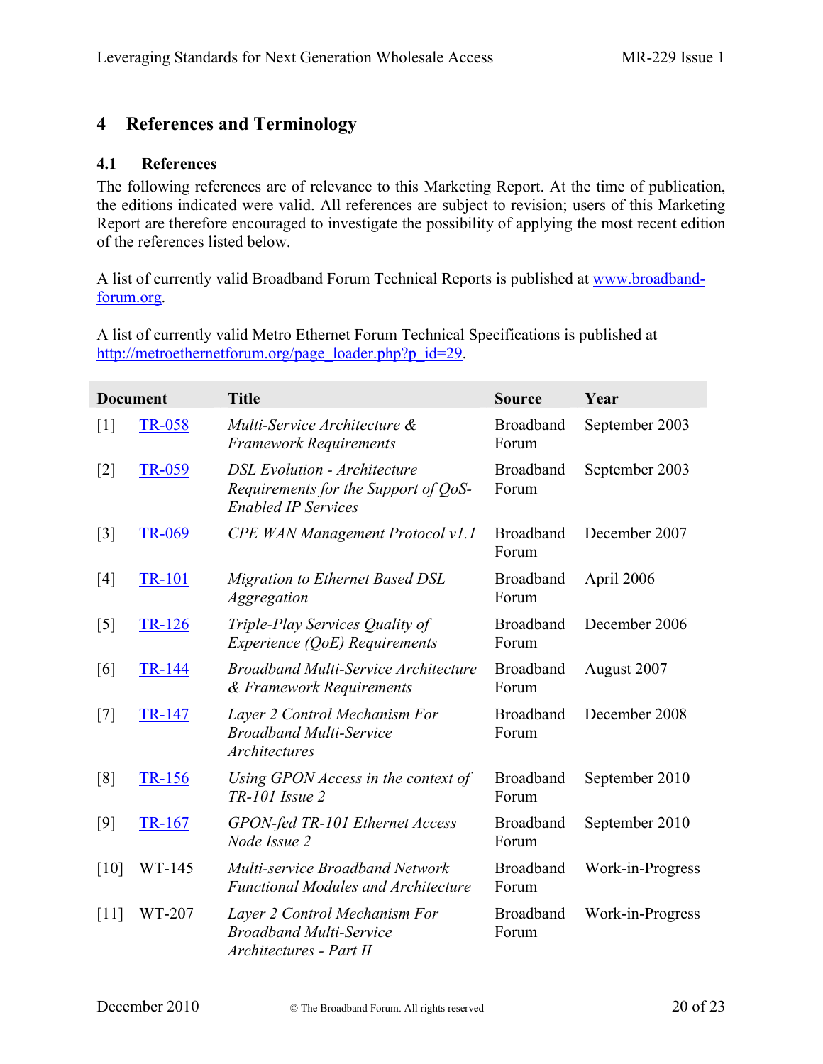# 4 References and Terminology

## 4.1 References

The following references are of relevance to this Marketing Report. At the time of publication, the editions indicated were valid. All references are subject to revision; users of this Marketing Report are therefore encouraged to investigate the possibility of applying the most recent edition of the references listed below.

A list of currently valid Broadband Forum Technical Reports is published at [www.broadband-forum.org](www.broadband-forum.org).

A list of currently valid Metro Ethernet Forum Technical Specifications is published at [http://metroethernetforum.org/page_loader.php?p_id=29](http://metroethernetforum.org/page_loader.php?p_id=29).

| Document | | Title | Source | Year |
|---|---|---|---|---|
| [1] | TR-058 | *Multi-Service Architecture & Framework Requirements* | Broadband Forum | September 2003 |
| [2] | TR-059 | *DSL Evolution - Architecture Requirements for the Support of QoS-Enabled IP Services* | Broadband Forum | September 2003 |
| [3] | TR-069 | *CPE WAN Management Protocol v1.1* | Broadband Forum | December 2007 |
| [4] | TR-101 | *Migration to Ethernet Based DSL Aggregation* | Broadband Forum | April 2006 |
| [5] | TR-126 | *Triple-Play Services Quality of Experience (QoE) Requirements* | Broadband Forum | December 2006 |
| [6] | TR-144 | *Broadband Multi-Service Architecture & Framework Requirements* | Broadband Forum | August 2007 |
| [7] | TR-147 | *Layer 2 Control Mechanism For Broadband Multi-Service Architectures* | Broadband Forum | December 2008 |
| [8] | TR-156 | *Using GPON Access in the context of TR-101 Issue 2* | Broadband Forum | September 2010 |
| [9] | TR-167 | *GPON-fed TR-101 Ethernet Access Node Issue 2* | Broadband Forum | September 2010 |
| [10] | WT-145 | *Multi-service Broadband Network Functional Modules and Architecture* | Broadband Forum | Work-in-Progress |
| [11] | WT-207 | *Layer 2 Control Mechanism For Broadband Multi-Service Architectures - Part II* | Broadband Forum | Work-in-Progress |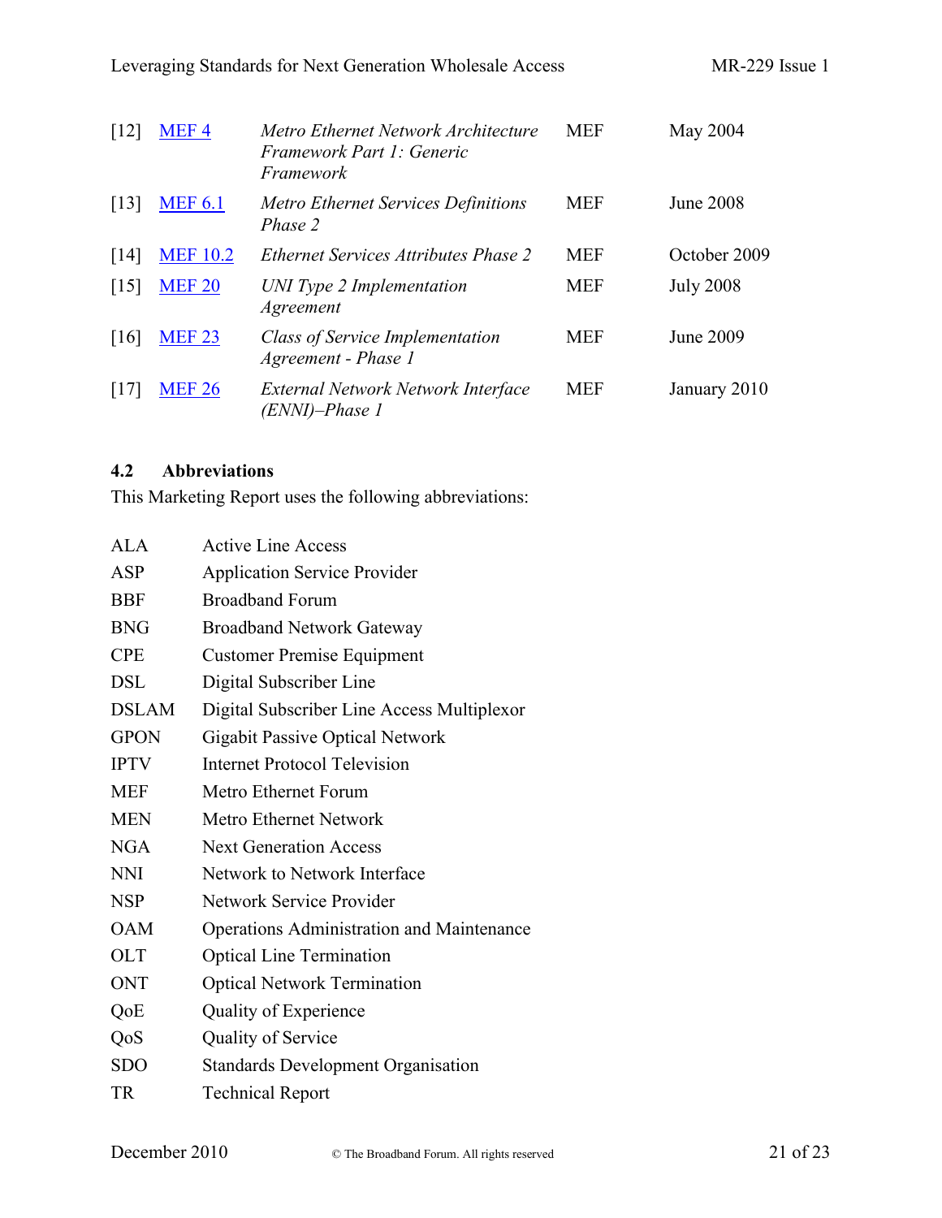| | | | | |
|---|---|---|---|---|
| [12] | MEF 4 | *Metro Ethernet Network Architecture Framework Part 1: Generic Framework* | MEF | May 2004 |
| [13] | MEF 6.1 | *Metro Ethernet Services Definitions Phase 2* | MEF | June 2008 |
| [14] | MEF 10.2 | *Ethernet Services Attributes Phase 2* | MEF | October 2009 |
| [15] | MEF 20 | *UNI Type 2 Implementation Agreement* | MEF | July 2008 |
| [16] | MEF 23 | *Class of Service Implementation Agreement - Phase 1* | MEF | June 2009 |
| [17] | MEF 26 | *External Network Network Interface (ENNI)–Phase 1* | MEF | January 2010 |

### 4.2 Abbreviations

This Marketing Report uses the following abbreviations:

| | |
|---|---|
| ALA | Active Line Access |
| ASP | Application Service Provider |
| BBF | Broadband Forum |
| BNG | Broadband Network Gateway |
| CPE | Customer Premise Equipment |
| DSL | Digital Subscriber Line |
| DSLAM | Digital Subscriber Line Access Multiplexor |
| GPON | Gigabit Passive Optical Network |
| IPTV | Internet Protocol Television |
| MEF | Metro Ethernet Forum |
| MEN | Metro Ethernet Network |
| NGA | Next Generation Access |
| NNI | Network to Network Interface |
| NSP | Network Service Provider |
| OAM | Operations Administration and Maintenance |
| OLT | Optical Line Termination |
| ONT | Optical Network Termination |
| QoE | Quality of Experience |
| QoS | Quality of Service |
| SDO | Standards Development Organisation |
| TR | Technical Report |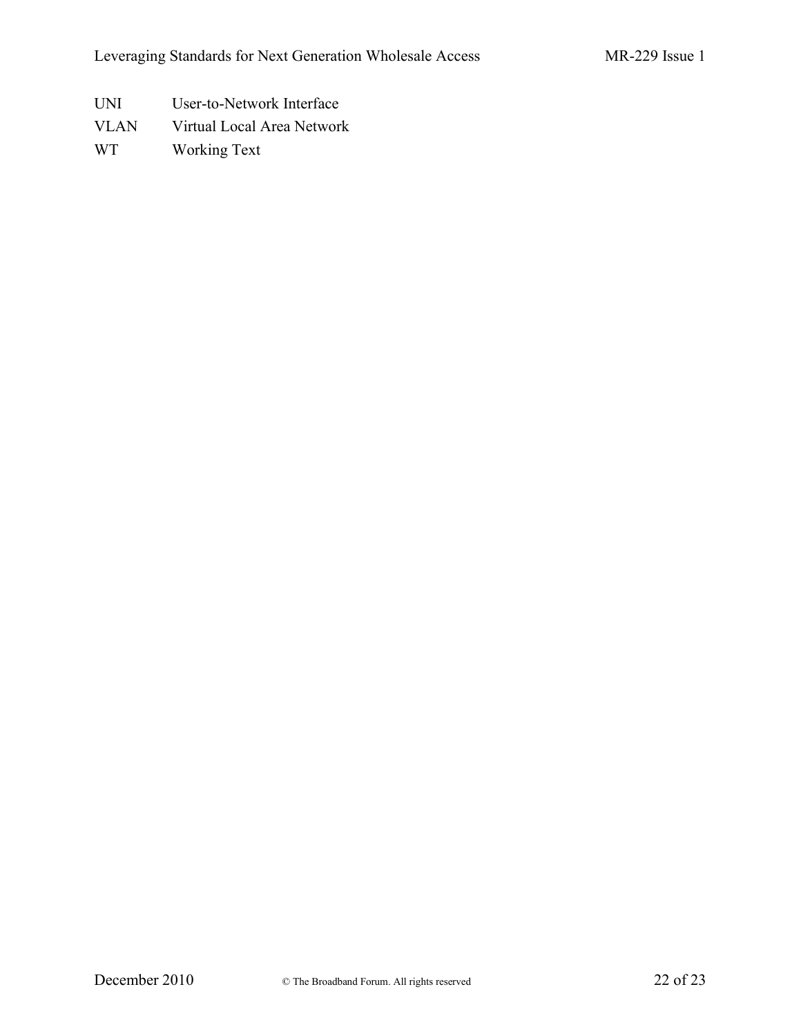| | |
|---|---|
| UNI | User-to-Network Interface |
| VLAN | Virtual Local Area Network |
| WT | Working Text |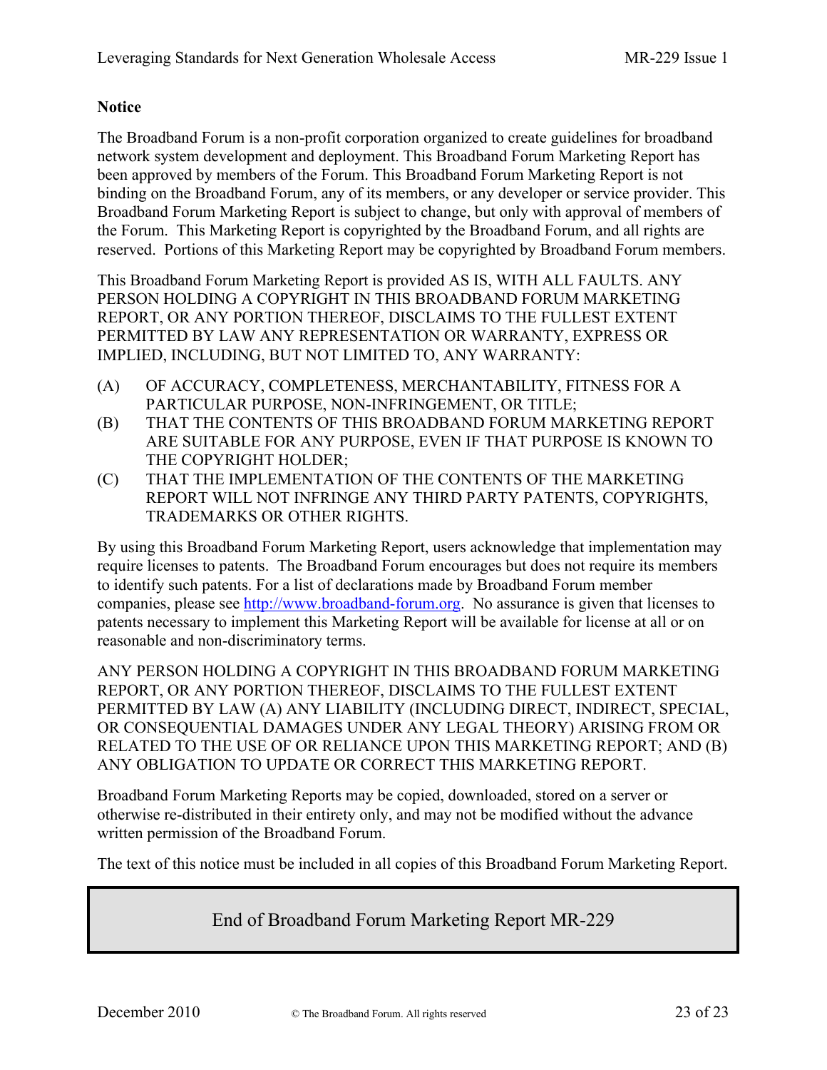**Notice**

The Broadband Forum is a non-profit corporation organized to create guidelines for broadband network system development and deployment. This Broadband Forum Marketing Report has been approved by members of the Forum. This Broadband Forum Marketing Report is not binding on the Broadband Forum, any of its members, or any developer or service provider. This Broadband Forum Marketing Report is subject to change, but only with approval of members of the Forum. This Marketing Report is copyrighted by the Broadband Forum, and all rights are reserved. Portions of this Marketing Report may be copyrighted by Broadband Forum members.

This Broadband Forum Marketing Report is provided AS IS, WITH ALL FAULTS. ANY PERSON HOLDING A COPYRIGHT IN THIS BROADBAND FORUM MARKETING REPORT, OR ANY PORTION THEREOF, DISCLAIMS TO THE FULLEST EXTENT PERMITTED BY LAW ANY REPRESENTATION OR WARRANTY, EXPRESS OR IMPLIED, INCLUDING, BUT NOT LIMITED TO, ANY WARRANTY:

(A) OF ACCURACY, COMPLETENESS, MERCHANTABILITY, FITNESS FOR A PARTICULAR PURPOSE, NON-INFRINGEMENT, OR TITLE;

(B) THAT THE CONTENTS OF THIS BROADBAND FORUM MARKETING REPORT ARE SUITABLE FOR ANY PURPOSE, EVEN IF THAT PURPOSE IS KNOWN TO THE COPYRIGHT HOLDER;

(C) THAT THE IMPLEMENTATION OF THE CONTENTS OF THE MARKETING REPORT WILL NOT INFRINGE ANY THIRD PARTY PATENTS, COPYRIGHTS, TRADEMARKS OR OTHER RIGHTS.

By using this Broadband Forum Marketing Report, users acknowledge that implementation may require licenses to patents. The Broadband Forum encourages but does not require its members to identify such patents. For a list of declarations made by Broadband Forum member companies, please see http://www.broadband-forum.org. No assurance is given that licenses to patents necessary to implement this Marketing Report will be available for license at all or on reasonable and non-discriminatory terms.

ANY PERSON HOLDING A COPYRIGHT IN THIS BROADBAND FORUM MARKETING REPORT, OR ANY PORTION THEREOF, DISCLAIMS TO THE FULLEST EXTENT PERMITTED BY LAW (A) ANY LIABILITY (INCLUDING DIRECT, INDIRECT, SPECIAL, OR CONSEQUENTIAL DAMAGES UNDER ANY LEGAL THEORY) ARISING FROM OR RELATED TO THE USE OF OR RELIANCE UPON THIS MARKETING REPORT; AND (B) ANY OBLIGATION TO UPDATE OR CORRECT THIS MARKETING REPORT.

Broadband Forum Marketing Reports may be copied, downloaded, stored on a server or otherwise re-distributed in their entirety only, and may not be modified without the advance written permission of the Broadband Forum.

The text of this notice must be included in all copies of this Broadband Forum Marketing Report.

End of Broadband Forum Marketing Report MR-229